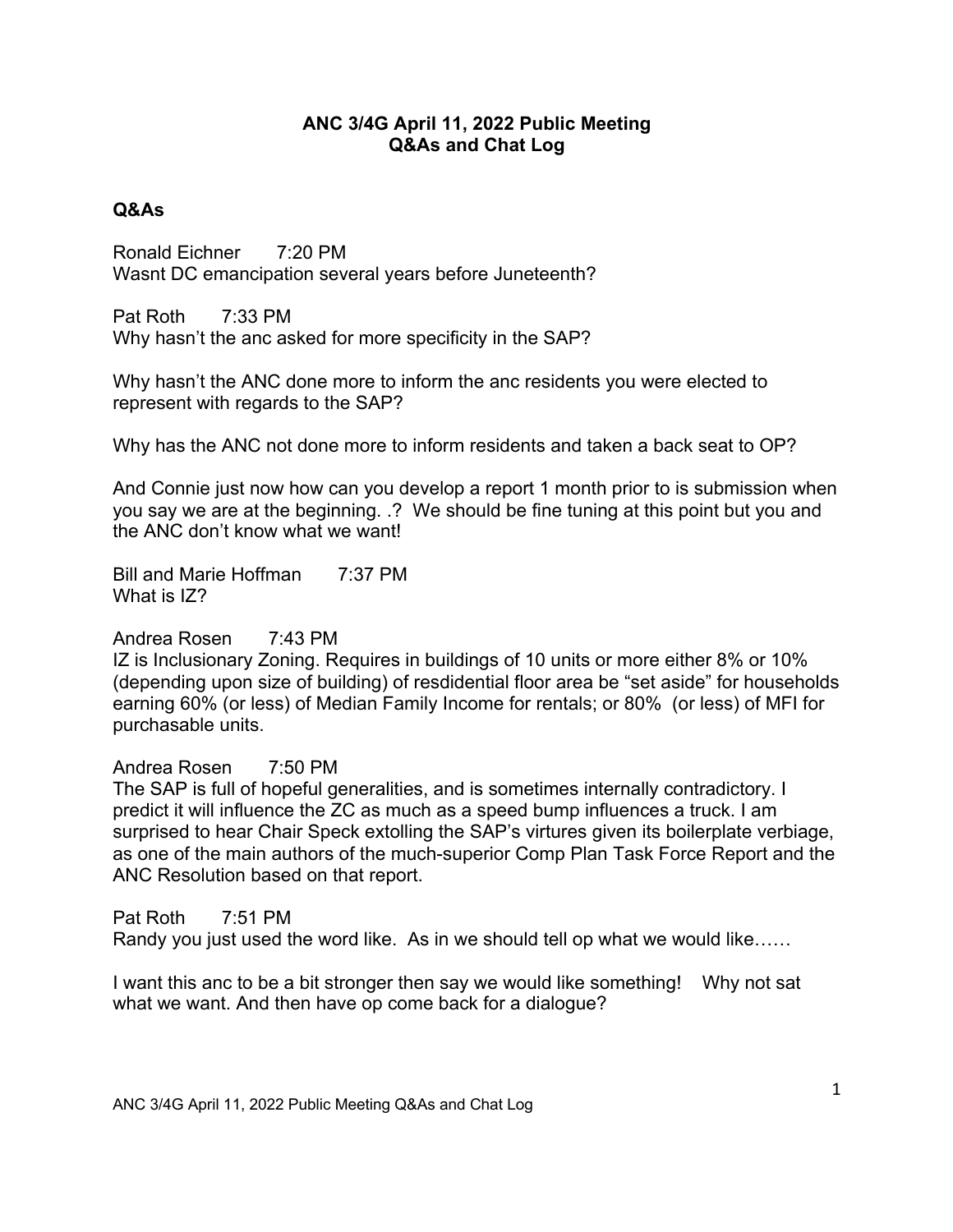# ANC 3/4G April 11, 2022 Public Meeting
# Q&As and Chat Log

## Q&As

Ronald Eichner 7:20 PM
Wasnt DC emancipation several years before Juneteenth?

Pat Roth 7:33 PM
Why hasn't the anc asked for more specificity in the SAP?

Why hasn't the ANC done more to inform the anc residents you were elected to represent with regards to the SAP?

Why has the ANC not done more to inform residents and taken a back seat to OP?

And Connie just now how can you develop a report 1 month prior to is submission when you say we are at the beginning. .? We should be fine tuning at this point but you and the ANC don't know what we want!

Bill and Marie Hoffman 7:37 PM
What is IZ?

Andrea Rosen 7:43 PM
IZ is Inclusionary Zoning. Requires in buildings of 10 units or more either 8% or 10% (depending upon size of building) of resdidential floor area be "set aside" for households earning 60% (or less) of Median Family Income for rentals; or 80% (or less) of MFI for purchasable units.

Andrea Rosen 7:50 PM
The SAP is full of hopeful generalities, and is sometimes internally contradictory. I predict it will influence the ZC as much as a speed bump influences a truck. I am surprised to hear Chair Speck extolling the SAP's virtures given its boilerplate verbiage, as one of the main authors of the much-superior Comp Plan Task Force Report and the ANC Resolution based on that report.

Pat Roth 7:51 PM
Randy you just used the word like. As in we should tell op what we would like……

I want this anc to be a bit stronger then say we would like something! Why not sat what we want. And then have op come back for a dialogue?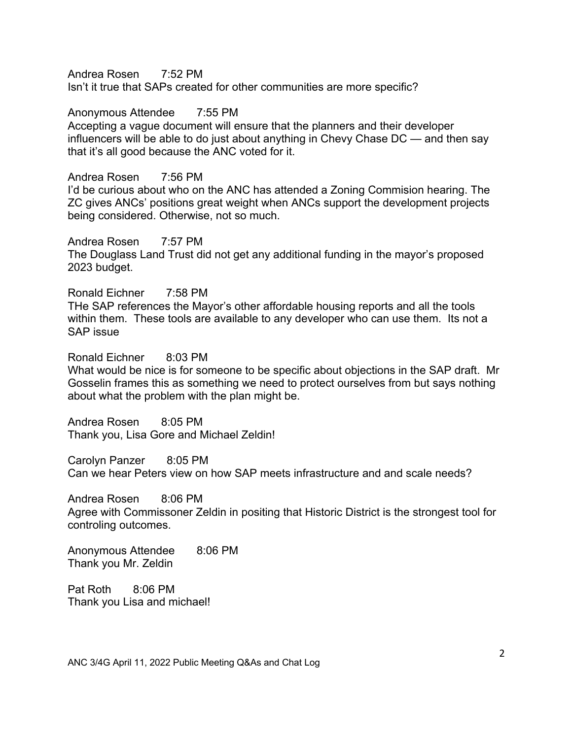Andrea Rosen 7:52 PM
Isn't it true that SAPs created for other communities are more specific?

Anonymous Attendee 7:55 PM
Accepting a vague document will ensure that the planners and their developer influencers will be able to do just about anything in Chevy Chase DC — and then say that it's all good because the ANC voted for it.

Andrea Rosen 7:56 PM
I'd be curious about who on the ANC has attended a Zoning Commision hearing. The ZC gives ANCs' positions great weight when ANCs support the development projects being considered. Otherwise, not so much.

Andrea Rosen 7:57 PM
The Douglass Land Trust did not get any additional funding in the mayor's proposed 2023 budget.

Ronald Eichner 7:58 PM
THe SAP references the Mayor's other affordable housing reports and all the tools within them. These tools are available to any developer who can use them. Its not a SAP issue

Ronald Eichner 8:03 PM
What would be nice is for someone to be specific about objections in the SAP draft. Mr Gosselin frames this as something we need to protect ourselves from but says nothing about what the problem with the plan might be.

Andrea Rosen 8:05 PM
Thank you, Lisa Gore and Michael Zeldin!

Carolyn Panzer 8:05 PM
Can we hear Peters view on how SAP meets infrastructure and and scale needs?

Andrea Rosen 8:06 PM
Agree with Commissoner Zeldin in positing that Historic District is the strongest tool for controling outcomes.

Anonymous Attendee 8:06 PM
Thank you Mr. Zeldin

Pat Roth 8:06 PM
Thank you Lisa and michael!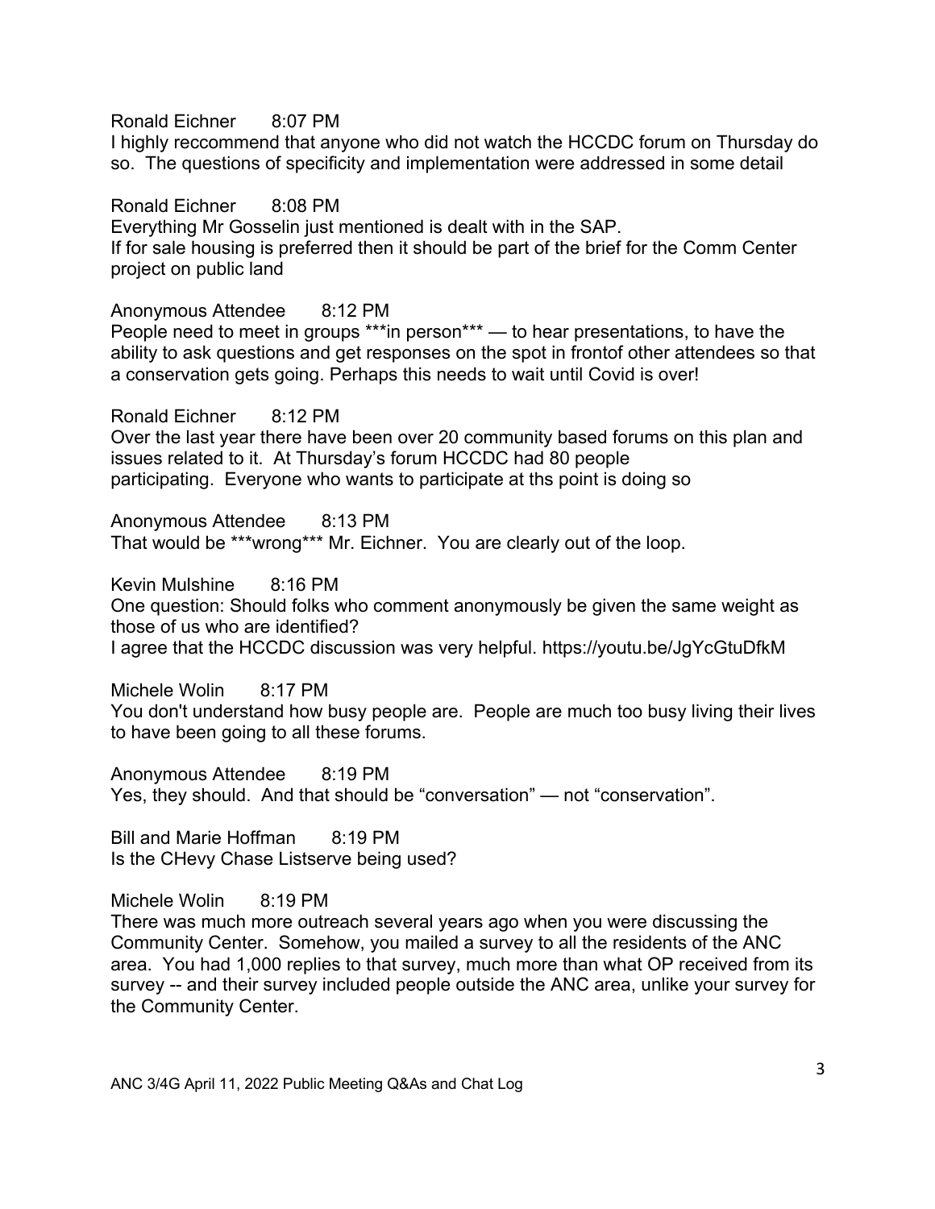Ronald Eichner 8:07 PM
I highly reccommend that anyone who did not watch the HCCDC forum on Thursday do so. The questions of specificity and implementation were addressed in some detail

Ronald Eichner 8:08 PM
Everything Mr Gosselin just mentioned is dealt with in the SAP.
If for sale housing is preferred then it should be part of the brief for the Comm Center project on public land

Anonymous Attendee 8:12 PM
People need to meet in groups ***in person*** — to hear presentations, to have the ability to ask questions and get responses on the spot in frontof other attendees so that a conservation gets going. Perhaps this needs to wait until Covid is over!

Ronald Eichner 8:12 PM
Over the last year there have been over 20 community based forums on this plan and issues related to it. At Thursday's forum HCCDC had 80 people participating. Everyone who wants to participate at ths point is doing so

Anonymous Attendee 8:13 PM
That would be ***wrong*** Mr. Eichner. You are clearly out of the loop.

Kevin Mulshine 8:16 PM
One question: Should folks who comment anonymously be given the same weight as those of us who are identified?
I agree that the HCCDC discussion was very helpful. https://youtu.be/JgYcGtuDfkM

Michele Wolin 8:17 PM
You don't understand how busy people are. People are much too busy living their lives to have been going to all these forums.

Anonymous Attendee 8:19 PM
Yes, they should. And that should be "conversation" — not "conservation".

Bill and Marie Hoffman 8:19 PM
Is the CHevy Chase Listserve being used?

Michele Wolin 8:19 PM
There was much more outreach several years ago when you were discussing the Community Center. Somehow, you mailed a survey to all the residents of the ANC area. You had 1,000 replies to that survey, much more than what OP received from its survey -- and their survey included people outside the ANC area, unlike your survey for the Community Center.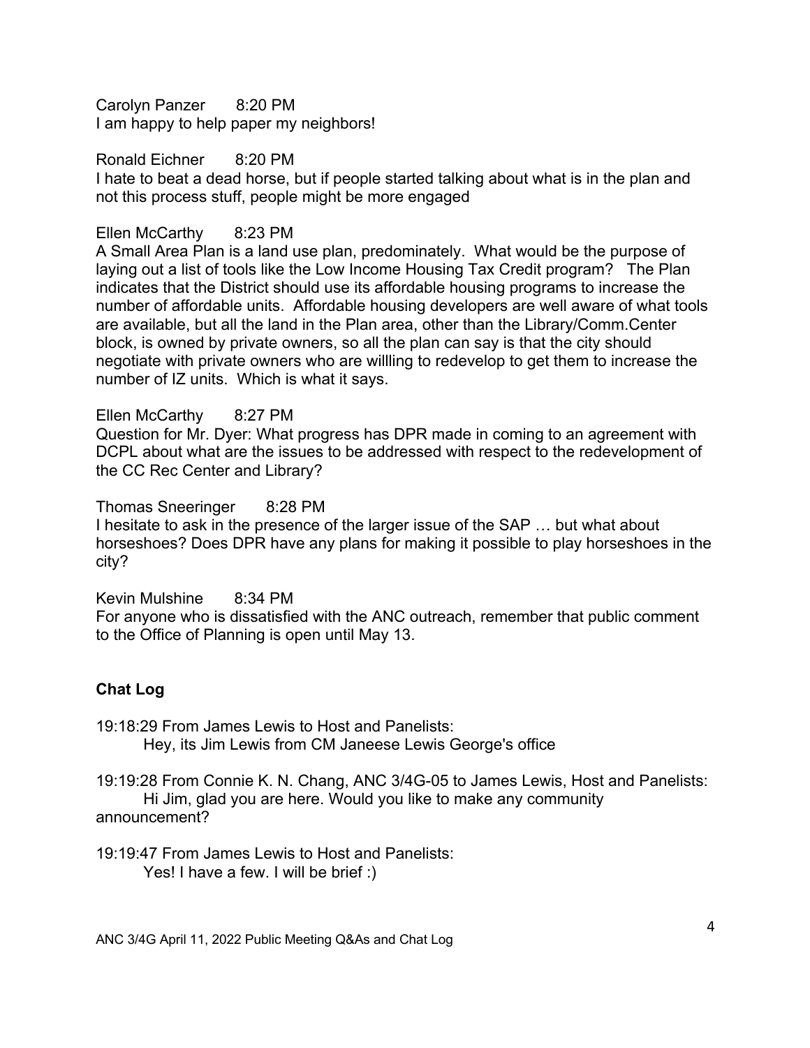Carolyn Panzer 8:20 PM
I am happy to help paper my neighbors!

Ronald Eichner 8:20 PM
I hate to beat a dead horse, but if people started talking about what is in the plan and not this process stuff, people might be more engaged

Ellen McCarthy 8:23 PM
A Small Area Plan is a land use plan, predominately. What would be the purpose of laying out a list of tools like the Low Income Housing Tax Credit program? The Plan indicates that the District should use its affordable housing programs to increase the number of affordable units. Affordable housing developers are well aware of what tools are available, but all the land in the Plan area, other than the Library/Comm.Center block, is owned by private owners, so all the plan can say is that the city should negotiate with private owners who are willling to redevelop to get them to increase the number of IZ units. Which is what it says.

Ellen McCarthy 8:27 PM
Question for Mr. Dyer: What progress has DPR made in coming to an agreement with DCPL about what are the issues to be addressed with respect to the redevelopment of the CC Rec Center and Library?

Thomas Sneeringer 8:28 PM
I hesitate to ask in the presence of the larger issue of the SAP … but what about horseshoes? Does DPR have any plans for making it possible to play horseshoes in the city?

Kevin Mulshine 8:34 PM
For anyone who is dissatisfied with the ANC outreach, remember that public comment to the Office of Planning is open until May 13.

**Chat Log**

19:18:29 From James Lewis to Host and Panelists:
Hey, its Jim Lewis from CM Janeese Lewis George's office

19:19:28 From Connie K. N. Chang, ANC 3/4G-05 to James Lewis, Host and Panelists:
Hi Jim, glad you are here. Would you like to make any community announcement?

19:19:47 From James Lewis to Host and Panelists:
Yes! I have a few. I will be brief :)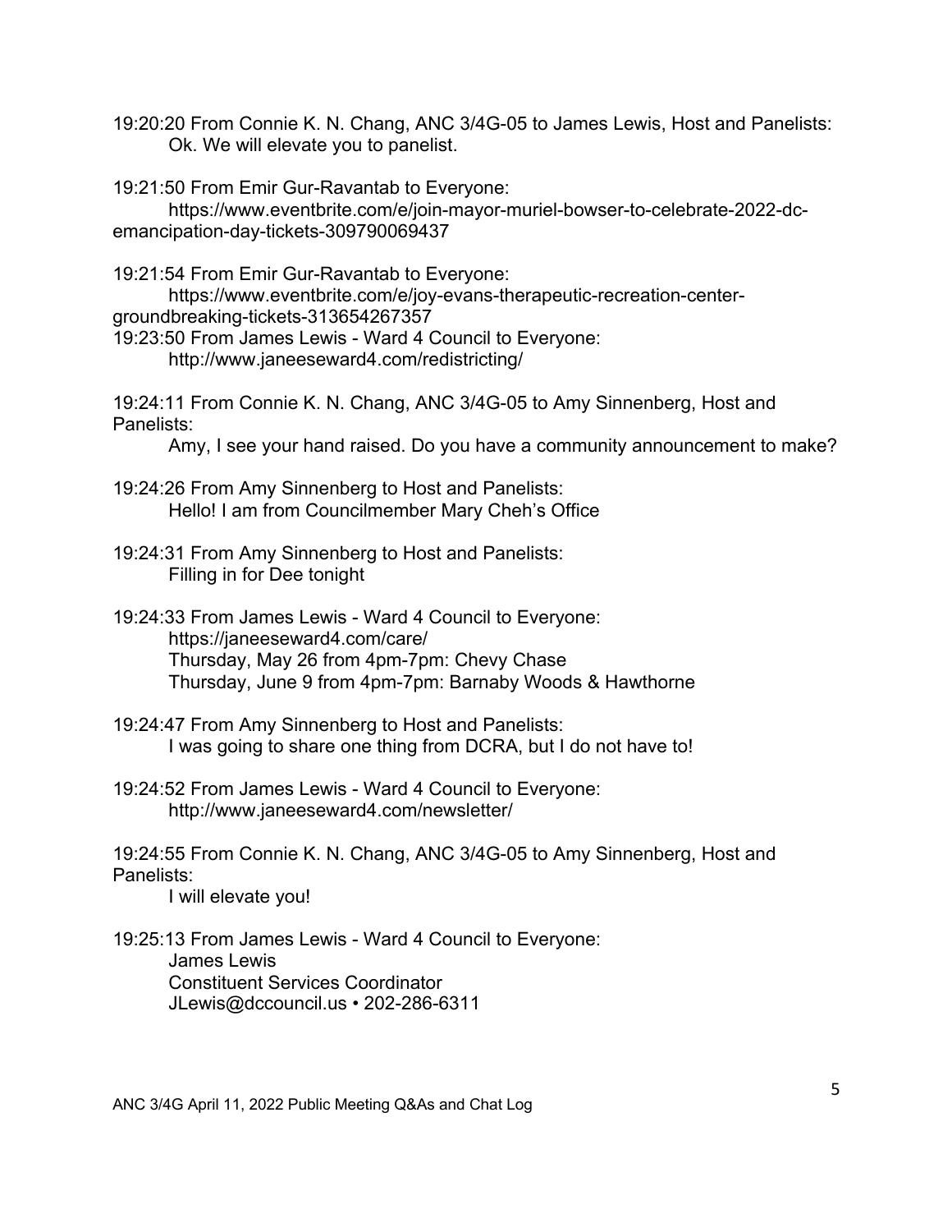19:20:20 From Connie K. N. Chang, ANC 3/4G-05 to James Lewis, Host and Panelists:
Ok. We will elevate you to panelist.

19:21:50 From Emir Gur-Ravantab to Everyone:
https://www.eventbrite.com/e/join-mayor-muriel-bowser-to-celebrate-2022-dc-emancipation-day-tickets-309790069437

19:21:54 From Emir Gur-Ravantab to Everyone:
https://www.eventbrite.com/e/joy-evans-therapeutic-recreation-center-groundbreaking-tickets-313654267357

19:23:50 From James Lewis - Ward 4 Council to Everyone:
http://www.janeeseward4.com/redistricting/

19:24:11 From Connie K. N. Chang, ANC 3/4G-05 to Amy Sinnenberg, Host and Panelists:
Amy, I see your hand raised. Do you have a community announcement to make?

19:24:26 From Amy Sinnenberg to Host and Panelists:
Hello! I am from Councilmember Mary Cheh's Office

19:24:31 From Amy Sinnenberg to Host and Panelists:
Filling in for Dee tonight

19:24:33 From James Lewis - Ward 4 Council to Everyone:
https://janeeseward4.com/care/
Thursday, May 26 from 4pm-7pm: Chevy Chase
Thursday, June 9 from 4pm-7pm: Barnaby Woods & Hawthorne

19:24:47 From Amy Sinnenberg to Host and Panelists:
I was going to share one thing from DCRA, but I do not have to!

19:24:52 From James Lewis - Ward 4 Council to Everyone:
http://www.janeeseward4.com/newsletter/

19:24:55 From Connie K. N. Chang, ANC 3/4G-05 to Amy Sinnenberg, Host and Panelists:
I will elevate you!

19:25:13 From James Lewis - Ward 4 Council to Everyone:
James Lewis
Constituent Services Coordinator
JLewis@dccouncil.us • 202-286-6311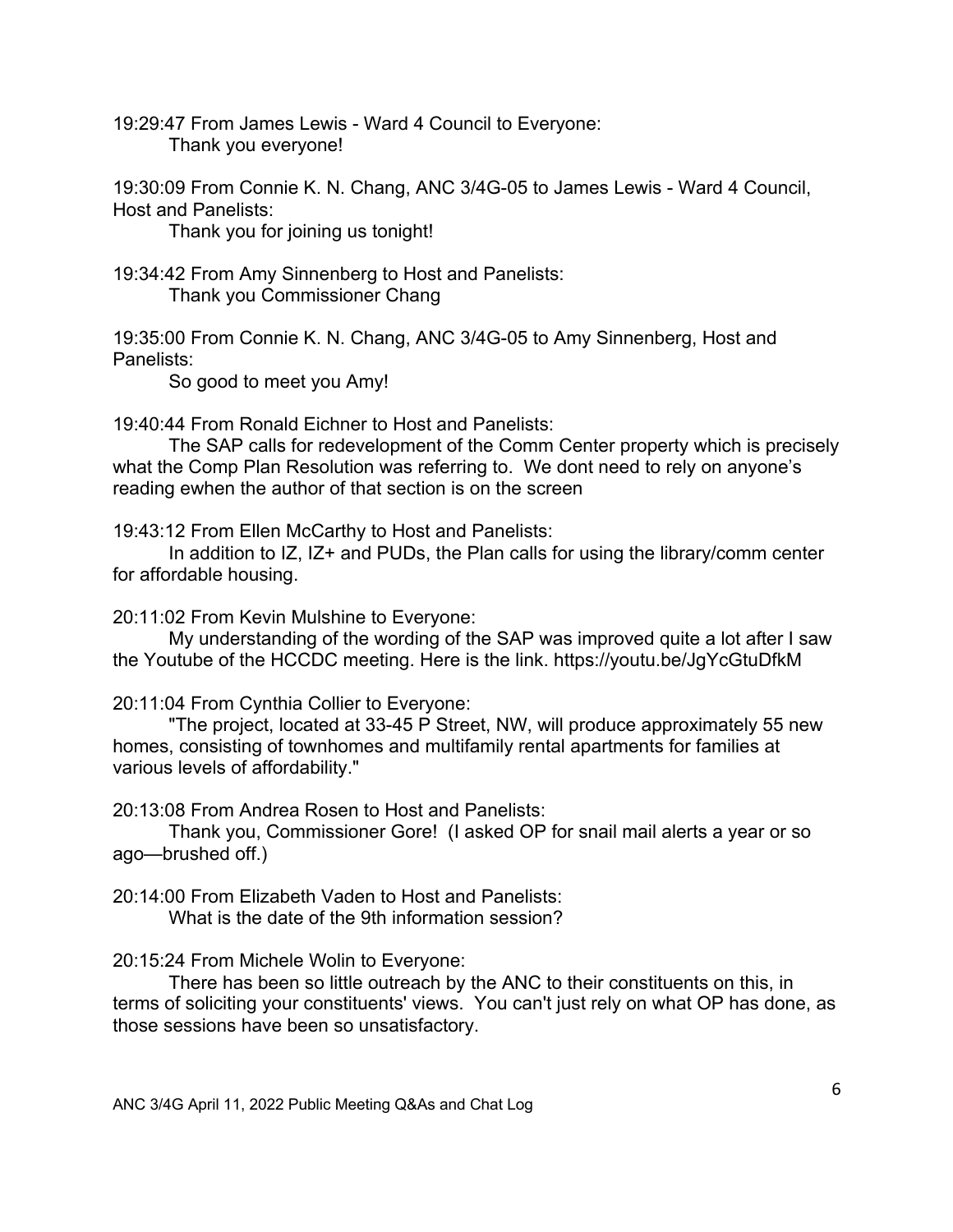19:29:47 From James Lewis - Ward 4 Council to Everyone:
Thank you everyone!

19:30:09 From Connie K. N. Chang, ANC 3/4G-05 to James Lewis - Ward 4 Council, Host and Panelists:
Thank you for joining us tonight!

19:34:42 From Amy Sinnenberg to Host and Panelists:
Thank you Commissioner Chang

19:35:00 From Connie K. N. Chang, ANC 3/4G-05 to Amy Sinnenberg, Host and Panelists:
So good to meet you Amy!

19:40:44 From Ronald Eichner to Host and Panelists:
The SAP calls for redevelopment of the Comm Center property which is precisely what the Comp Plan Resolution was referring to. We dont need to rely on anyone's reading ewhen the author of that section is on the screen

19:43:12 From Ellen McCarthy to Host and Panelists:
In addition to IZ, IZ+ and PUDs, the Plan calls for using the library/comm center for affordable housing.

20:11:02 From Kevin Mulshine to Everyone:
My understanding of the wording of the SAP was improved quite a lot after I saw the Youtube of the HCCDC meeting. Here is the link. https://youtu.be/JgYcGtuDfkM

20:11:04 From Cynthia Collier to Everyone:
"The project, located at 33-45 P Street, NW, will produce approximately 55 new homes, consisting of townhomes and multifamily rental apartments for families at various levels of affordability."

20:13:08 From Andrea Rosen to Host and Panelists:
Thank you, Commissioner Gore! (I asked OP for snail mail alerts a year or so ago—brushed off.)

20:14:00 From Elizabeth Vaden to Host and Panelists:
What is the date of the 9th information session?

20:15:24 From Michele Wolin to Everyone:
There has been so little outreach by the ANC to their constituents on this, in terms of soliciting your constituents' views. You can't just rely on what OP has done, as those sessions have been so unsatisfactory.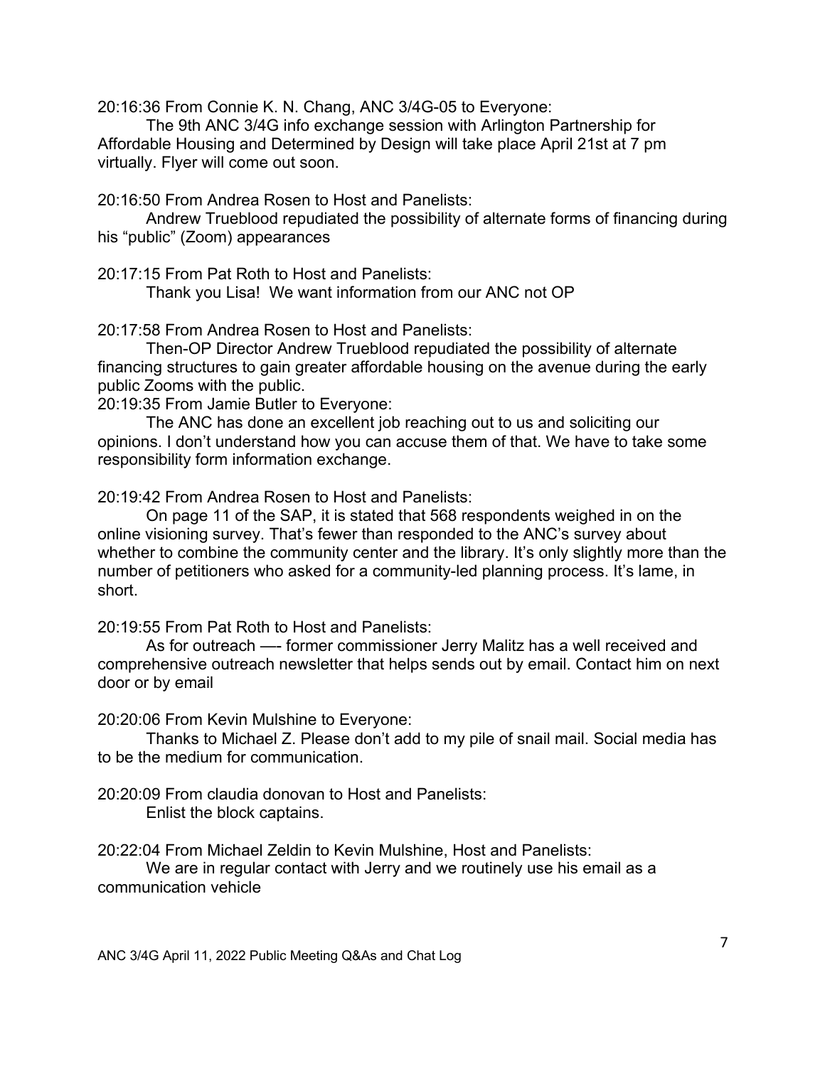20:16:36 From Connie K. N. Chang, ANC 3/4G-05 to Everyone:

The 9th ANC 3/4G info exchange session with Arlington Partnership for Affordable Housing and Determined by Design will take place April 21st at 7 pm virtually. Flyer will come out soon.

20:16:50 From Andrea Rosen to Host and Panelists:

Andrew Trueblood repudiated the possibility of alternate forms of financing during his "public" (Zoom) appearances

20:17:15 From Pat Roth to Host and Panelists:

Thank you Lisa! We want information from our ANC not OP

20:17:58 From Andrea Rosen to Host and Panelists:

Then-OP Director Andrew Trueblood repudiated the possibility of alternate financing structures to gain greater affordable housing on the avenue during the early public Zooms with the public.

20:19:35 From Jamie Butler to Everyone:

The ANC has done an excellent job reaching out to us and soliciting our opinions. I don't understand how you can accuse them of that. We have to take some responsibility form information exchange.

20:19:42 From Andrea Rosen to Host and Panelists:

On page 11 of the SAP, it is stated that 568 respondents weighed in on the online visioning survey. That's fewer than responded to the ANC's survey about whether to combine the community center and the library. It's only slightly more than the number of petitioners who asked for a community-led planning process. It's lame, in short.

20:19:55 From Pat Roth to Host and Panelists:

As for outreach —- former commissioner Jerry Malitz has a well received and comprehensive outreach newsletter that helps sends out by email. Contact him on next door or by email

20:20:06 From Kevin Mulshine to Everyone:

Thanks to Michael Z. Please don't add to my pile of snail mail. Social media has to be the medium for communication.

20:20:09 From claudia donovan to Host and Panelists:

Enlist the block captains.

20:22:04 From Michael Zeldin to Kevin Mulshine, Host and Panelists:

We are in regular contact with Jerry and we routinely use his email as a communication vehicle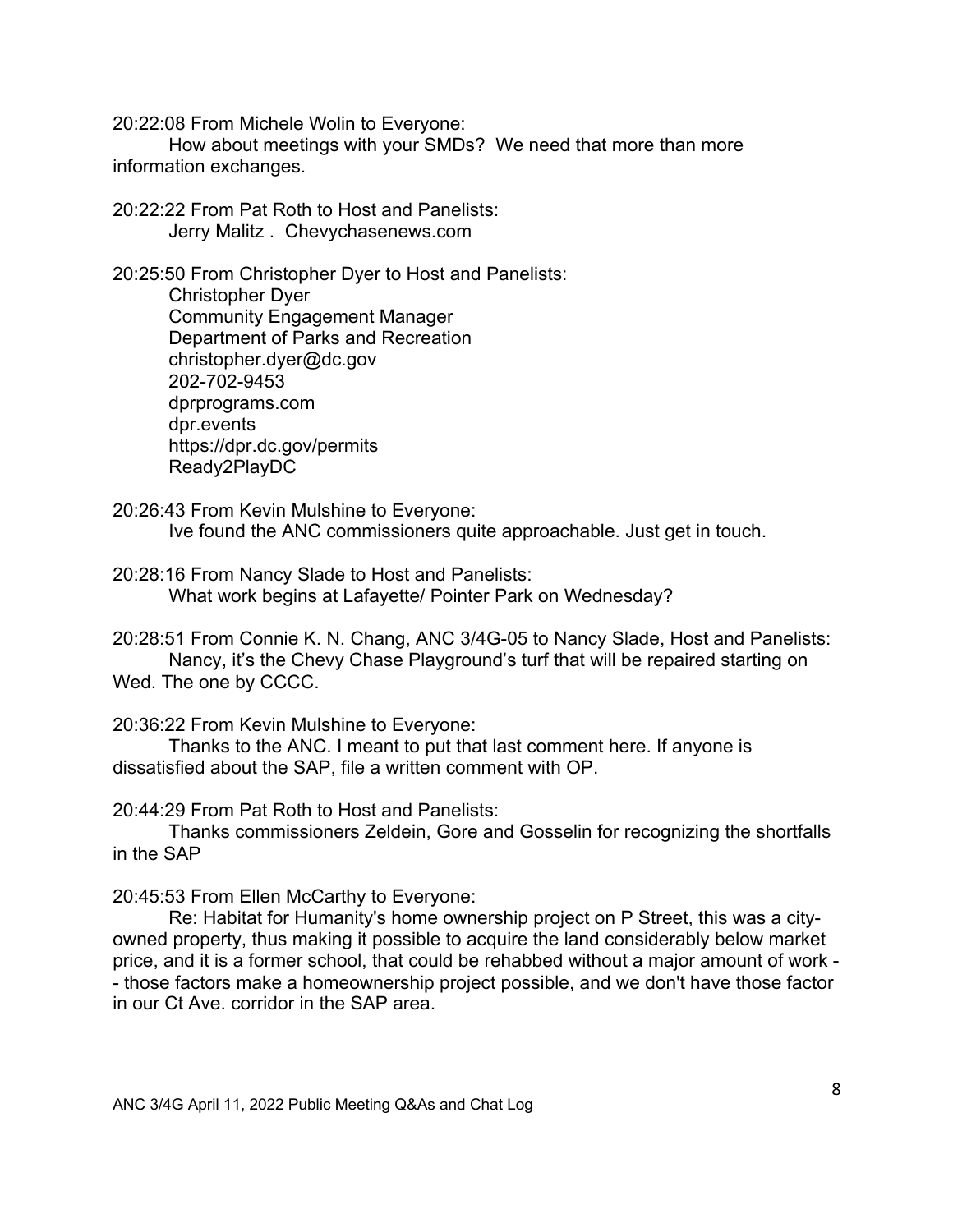20:22:08 From Michele Wolin to Everyone:

How about meetings with your SMDs? We need that more than more information exchanges.

20:22:22 From Pat Roth to Host and Panelists:

Jerry Malitz . Chevychasenews.com

20:25:50 From Christopher Dyer to Host and Panelists:

Christopher Dyer
Community Engagement Manager
Department of Parks and Recreation
christopher.dyer@dc.gov
202-702-9453
dprprograms.com
dpr.events
https://dpr.dc.gov/permits
Ready2PlayDC

20:26:43 From Kevin Mulshine to Everyone:

Ive found the ANC commissioners quite approachable. Just get in touch.

20:28:16 From Nancy Slade to Host and Panelists:

What work begins at Lafayette/ Pointer Park on Wednesday?

20:28:51 From Connie K. N. Chang, ANC 3/4G-05 to Nancy Slade, Host and Panelists:

Nancy, it's the Chevy Chase Playground's turf that will be repaired starting on Wed. The one by CCCC.

20:36:22 From Kevin Mulshine to Everyone:

Thanks to the ANC. I meant to put that last comment here. If anyone is dissatisfied about the SAP, file a written comment with OP.

20:44:29 From Pat Roth to Host and Panelists:

Thanks commissioners Zeldein, Gore and Gosselin for recognizing the shortfalls in the SAP

20:45:53 From Ellen McCarthy to Everyone:

Re: Habitat for Humanity's home ownership project on P Street, this was a city-owned property, thus making it possible to acquire the land considerably below market price, and it is a former school, that could be rehabbed without a major amount of work -- those factors make a homeownership project possible, and we don't have those factor in our Ct Ave. corridor in the SAP area.